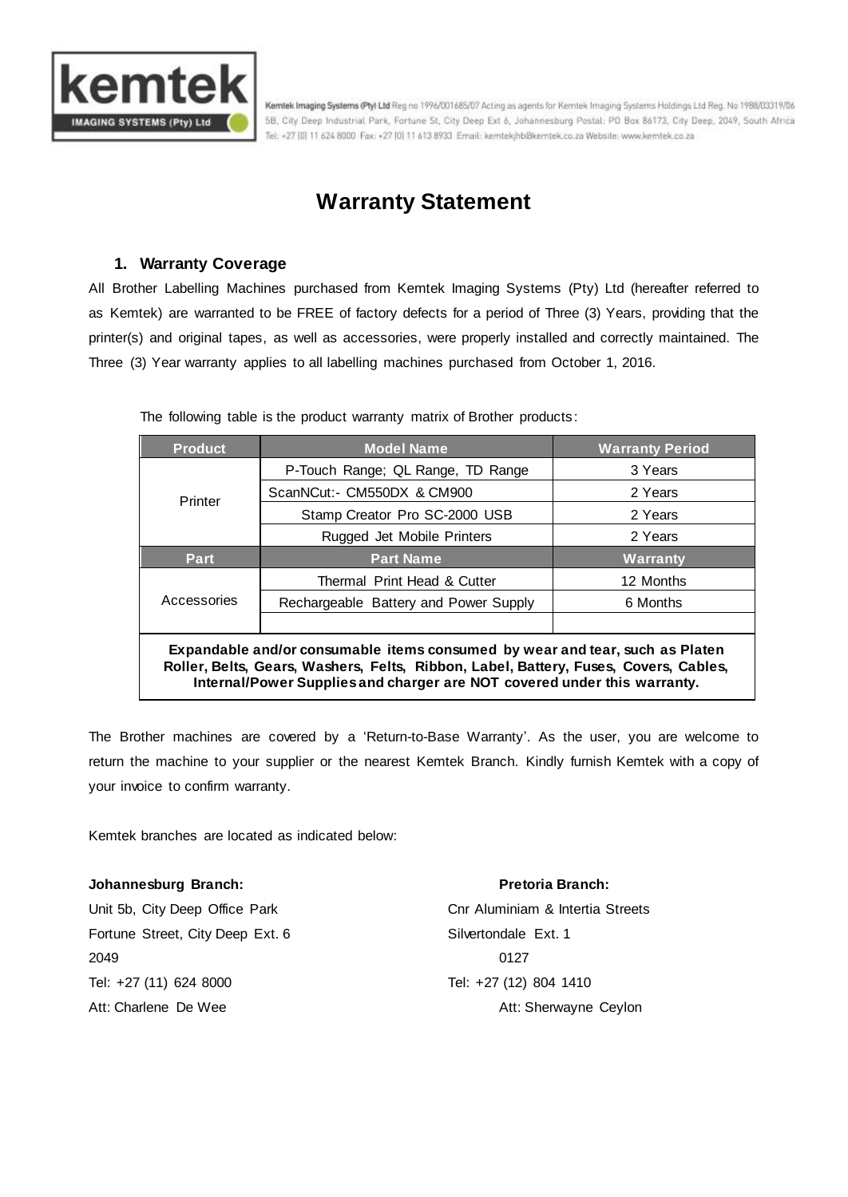Kemtek Imaging Systems (Pty) Ltd Reg no 1996/001685/07 Acting as agents for Kemtek Imaging Systems Holdings Ltd Reg. No 1988/03319/06 5B, City Deep Industrial Park, Fortune St, City Deep Ext 6, Johannesburg Postal: PO Box 86173, City Deep, 2049, South Africa Tel: +27 (0) 11 624 8000 Fax: +27 (0) 11 613 8933 Email: kemtekjhb@kemtek.co.za Website: www.kemtek.co.za

# Warranty Statement

## 1. Warranty Coverage

All Brother Labelling Machines purchased from Kemtek Imaging Systems (Pty) Ltd (hereafter referred to as Kemtek) are warranted to be FREE of factory defects for a period of Three (3) Years, providing that the printer(s) and original tapes, as well as accessories, were properly installed and correctly maintained. The Three (3) Year warranty applies to all labelling machines purchased from October 1, 2016.

The following table is the product warranty matrix of Brother products:

| Product | Model Name | Warranty Period |
|---|---|---|
| Printer | P-Touch Range; QL Range, TD Range | 3 Years |
| | ScanNCut:- CM550DX & CM900 | 2 Years |
| | Stamp Creator Pro SC-2000 USB | 2 Years |
| | Rugged Jet Mobile Printers | 2 Years |
| **Part** | **Part Name** | **Warranty** |
| Accessories | Thermal Print Head & Cutter | 12 Months |
| | Rechargeable Battery and Power Supply | 6 Months |
| | | |
| **Expandable and/or consumable items consumed by wear and tear, such as Platen Roller, Belts, Gears, Washers, Felts, Ribbon, Label, Battery, Fuses, Covers, Cables, Internal/Power Supplies and charger are NOT covered under this warranty.** | | |

The Brother machines are covered by a 'Return-to-Base Warranty'. As the user, you are welcome to return the machine to your supplier or the nearest Kemtek Branch. Kindly furnish Kemtek with a copy of your invoice to confirm warranty.

Kemtek branches are located as indicated below:

**Johannesburg Branch:**
Unit 5b, City Deep Office Park
Fortune Street, City Deep Ext. 6
2049
Tel: +27 (11) 624 8000
Att: Charlene De Wee

**Pretoria Branch:**
Cnr Aluminiam & Intertia Streets
Silvertondale Ext. 1
0127
Tel: +27 (12) 804 1410
Att: Sherwayne Ceylon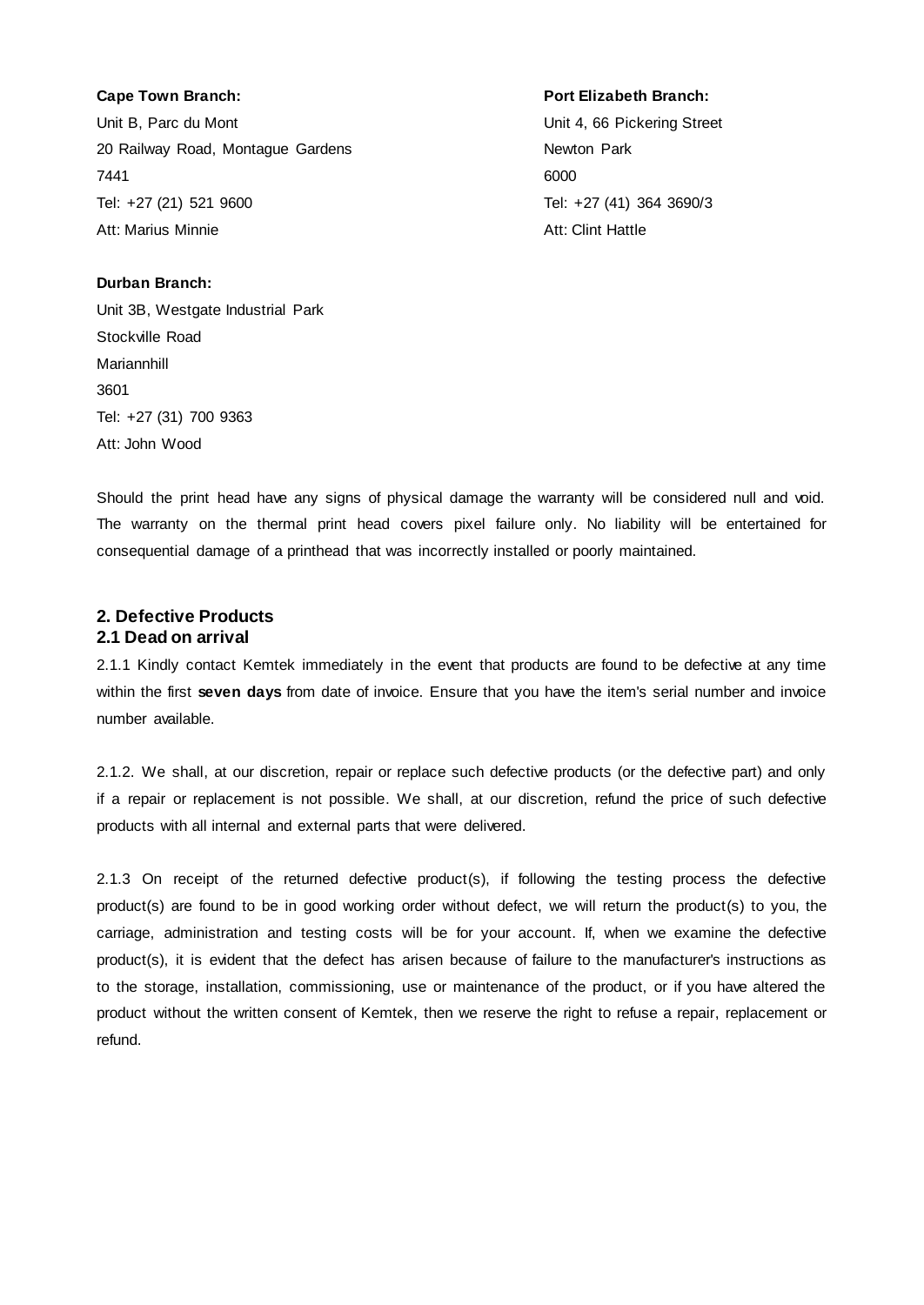**Cape Town Branch:**
Unit B, Parc du Mont
20 Railway Road, Montague Gardens
7441
Tel: +27 (21) 521 9600
Att: Marius Minnie

**Port Elizabeth Branch:**
Unit 4, 66 Pickering Street
Newton Park
6000
Tel: +27 (41) 364 3690/3
Att: Clint Hattle

**Durban Branch:**
Unit 3B, Westgate Industrial Park
Stockville Road
Mariannhill
3601
Tel: +27 (31) 700 9363
Att: John Wood

Should the print head have any signs of physical damage the warranty will be considered null and void. The warranty on the thermal print head covers pixel failure only. No liability will be entertained for consequential damage of a printhead that was incorrectly installed or poorly maintained.

## 2. Defective Products

### 2.1 Dead on arrival

2.1.1 Kindly contact Kemtek immediately in the event that products are found to be defective at any time within the first **seven days** from date of invoice. Ensure that you have the item's serial number and invoice number available.

2.1.2. We shall, at our discretion, repair or replace such defective products (or the defective part) and only if a repair or replacement is not possible. We shall, at our discretion, refund the price of such defective products with all internal and external parts that were delivered.

2.1.3 On receipt of the returned defective product(s), if following the testing process the defective product(s) are found to be in good working order without defect, we will return the product(s) to you, the carriage, administration and testing costs will be for your account. If, when we examine the defective product(s), it is evident that the defect has arisen because of failure to the manufacturer's instructions as to the storage, installation, commissioning, use or maintenance of the product, or if you have altered the product without the written consent of Kemtek, then we reserve the right to refuse a repair, replacement or refund.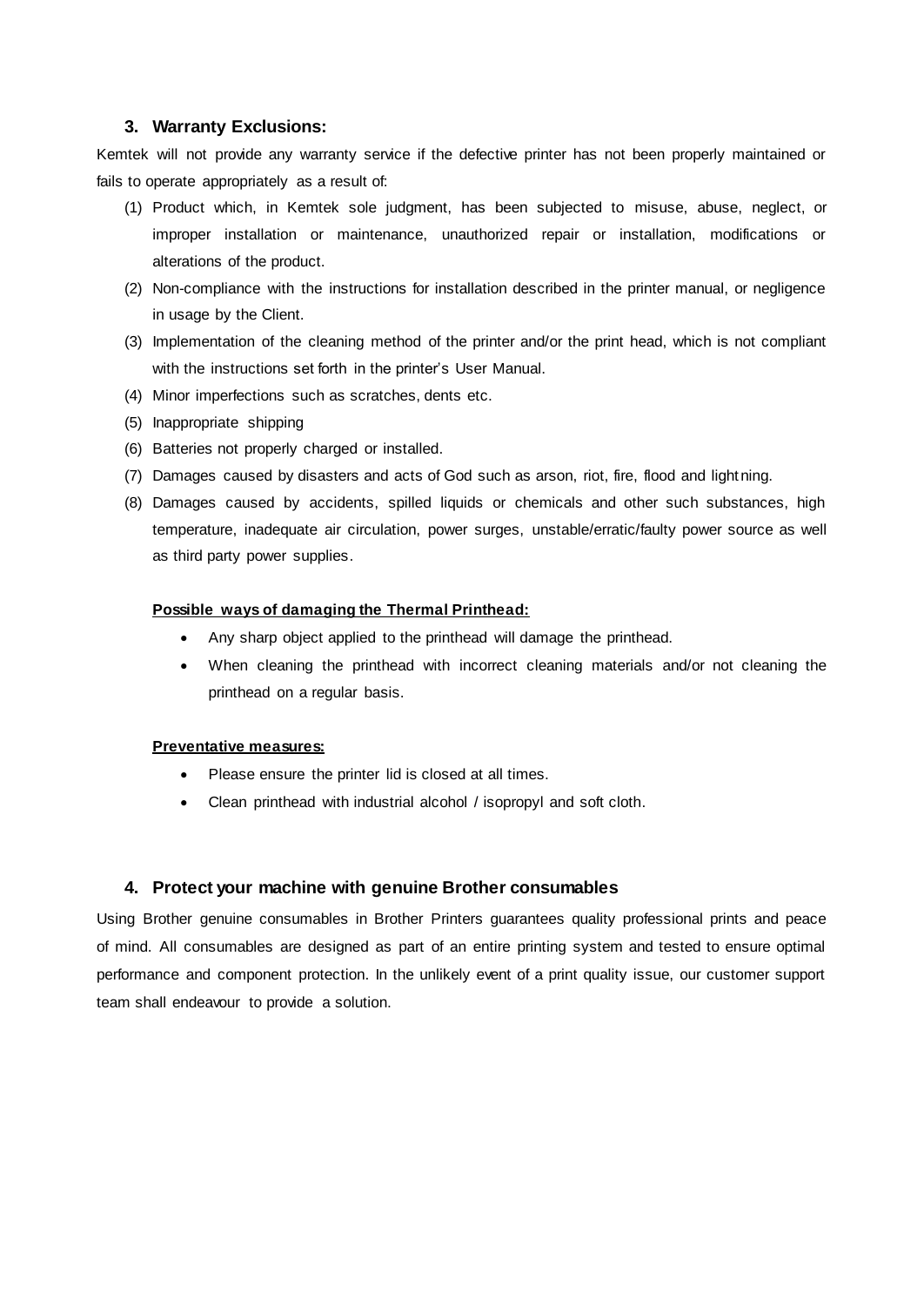## 3. Warranty Exclusions:

Kemtek will not provide any warranty service if the defective printer has not been properly maintained or fails to operate appropriately as a result of:

(1) Product which, in Kemtek sole judgment, has been subjected to misuse, abuse, neglect, or improper installation or maintenance, unauthorized repair or installation, modifications or alterations of the product.

(2) Non-compliance with the instructions for installation described in the printer manual, or negligence in usage by the Client.

(3) Implementation of the cleaning method of the printer and/or the print head, which is not compliant with the instructions set forth in the printer's User Manual.

(4) Minor imperfections such as scratches, dents etc.

(5) Inappropriate shipping

(6) Batteries not properly charged or installed.

(7) Damages caused by disasters and acts of God such as arson, riot, fire, flood and lightning.

(8) Damages caused by accidents, spilled liquids or chemicals and other such substances, high temperature, inadequate air circulation, power surges, unstable/erratic/faulty power source as well as third party power supplies.

**Possible ways of damaging the Thermal Printhead:**

- Any sharp object applied to the printhead will damage the printhead.
- When cleaning the printhead with incorrect cleaning materials and/or not cleaning the printhead on a regular basis.

**Preventative measures:**

- Please ensure the printer lid is closed at all times.
- Clean printhead with industrial alcohol / isopropyl and soft cloth.

## 4. Protect your machine with genuine Brother consumables

Using Brother genuine consumables in Brother Printers guarantees quality professional prints and peace of mind. All consumables are designed as part of an entire printing system and tested to ensure optimal performance and component protection. In the unlikely event of a print quality issue, our customer support team shall endeavour to provide a solution.